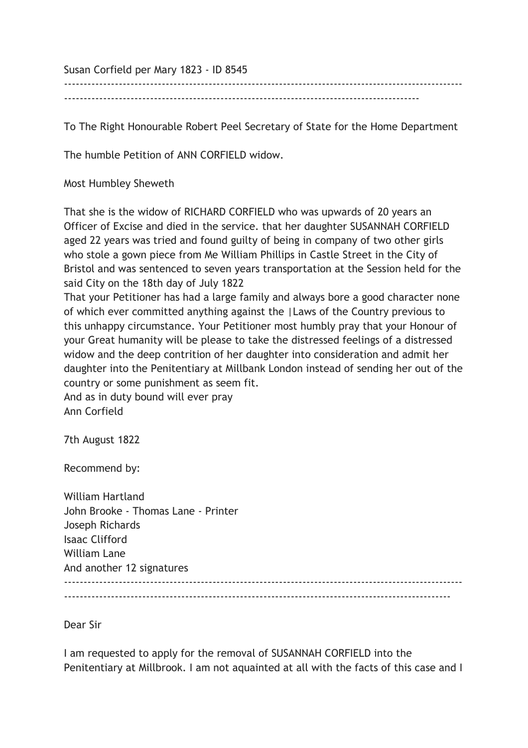Susan Corfield per Mary 1823 - ID 8545

---

To The Right Honourable Robert Peel Secretary of State for the Home Department

The humble Petition of ANN CORFIELD widow.

Most Humbley Sheweth

That she is the widow of RICHARD CORFIELD who was upwards of 20 years an Officer of Excise and died in the service. that her daughter SUSANNAH CORFIELD aged 22 years was tried and found guilty of being in company of two other girls who stole a gown piece from Me William Phillips in Castle Street in the City of Bristol and was sentenced to seven years transportation at the Session held for the said City on the 18th day of July 1822
That your Petitioner has had a large family and always bore a good character none of which ever committed anything against the |Laws of the Country previous to this unhappy circumstance. Your Petitioner most humbly pray that your Honour of your Great humanity will be please to take the distressed feelings of a distressed widow and the deep contrition of her daughter into consideration and admit her daughter into the Penitentiary at Millbank London instead of sending her out of the country or some punishment as seem fit.
And as in duty bound will ever pray
Ann Corfield

7th August 1822

Recommend by:

William Hartland
John Brooke - Thomas Lane - Printer
Joseph Richards
Isaac Clifford
William Lane
And another 12 signatures

---

Dear Sir

I am requested to apply for the removal of SUSANNAH CORFIELD into the Penitentiary at Millbrook. I am not aquainted at all with the facts of this case and I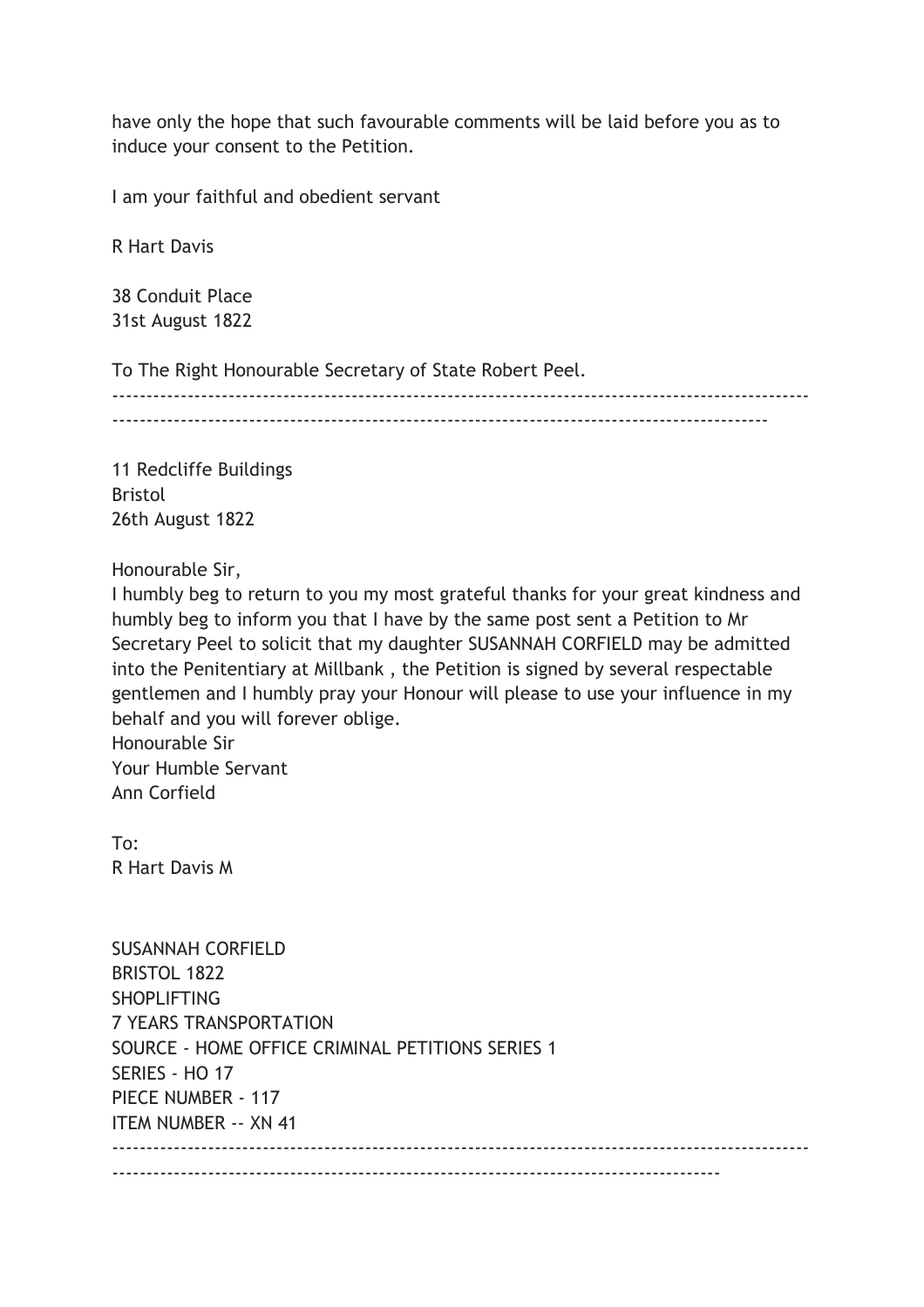have only the hope that such favourable comments will be laid before you as to induce your consent to the Petition.

I am your faithful and obedient servant

R Hart Davis

38 Conduit Place
31st August 1822

To The Right Honourable Secretary of State Robert Peel.

---

11 Redcliffe Buildings
Bristol
26th August 1822

Honourable Sir,
I humbly beg to return to you my most grateful thanks for your great kindness and humbly beg to inform you that I have by the same post sent a Petition to Mr Secretary Peel to solicit that my daughter SUSANNAH CORFIELD may be admitted into the Penitentiary at Millbank , the Petition is signed by several respectable gentlemen and I humbly pray your Honour will please to use your influence in my behalf and you will forever oblige.
Honourable Sir
Your Humble Servant
Ann Corfield

To:
R Hart Davis M

SUSANNAH CORFIELD
BRISTOL 1822
SHOPLIFTING
7 YEARS TRANSPORTATION
SOURCE - HOME OFFICE CRIMINAL PETITIONS SERIES 1
SERIES - HO 17
PIECE NUMBER - 117
ITEM NUMBER -- XN 41

---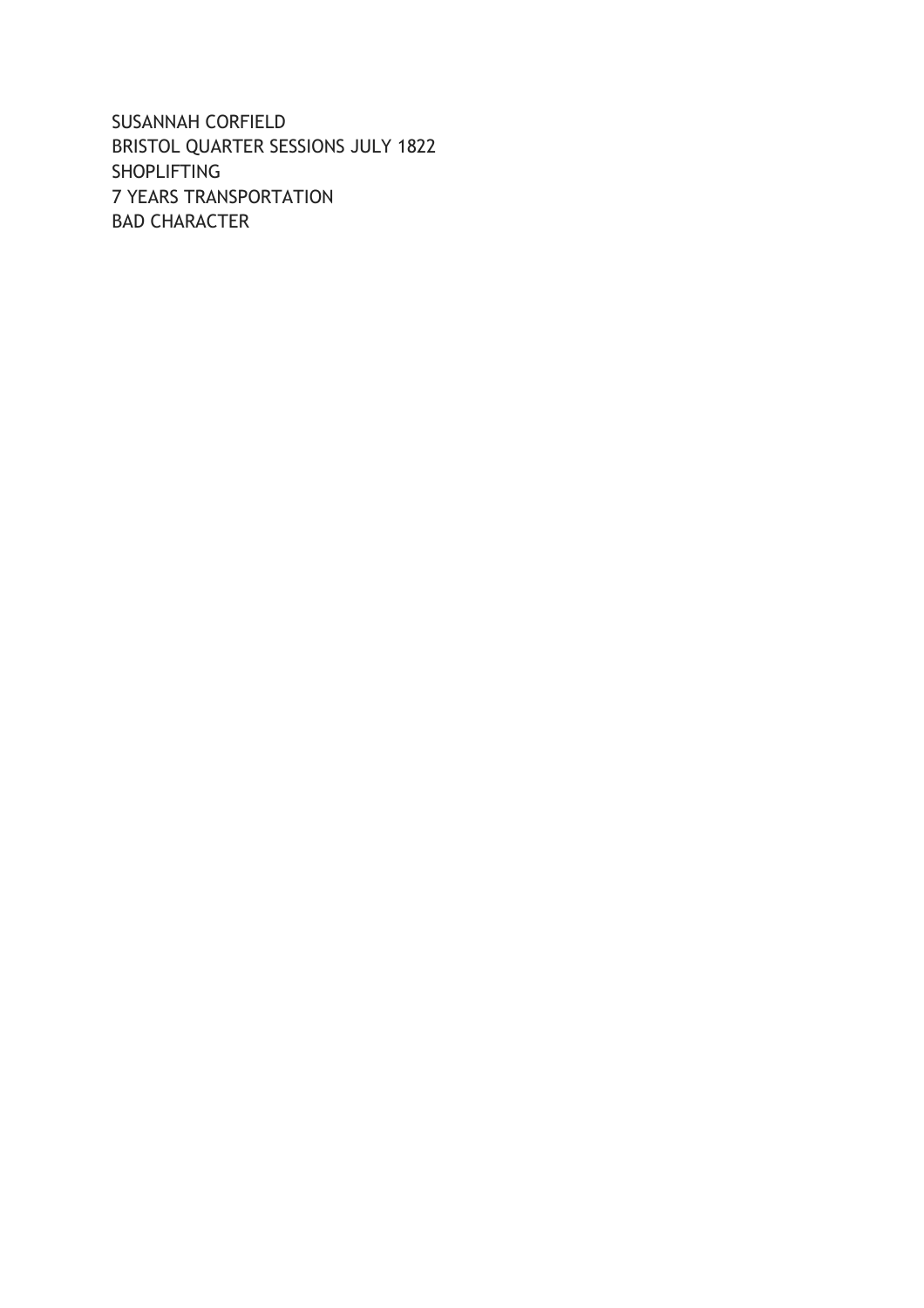SUSANNAH CORFIELD
BRISTOL QUARTER SESSIONS JULY 1822
SHOPLIFTING
7 YEARS TRANSPORTATION
BAD CHARACTER